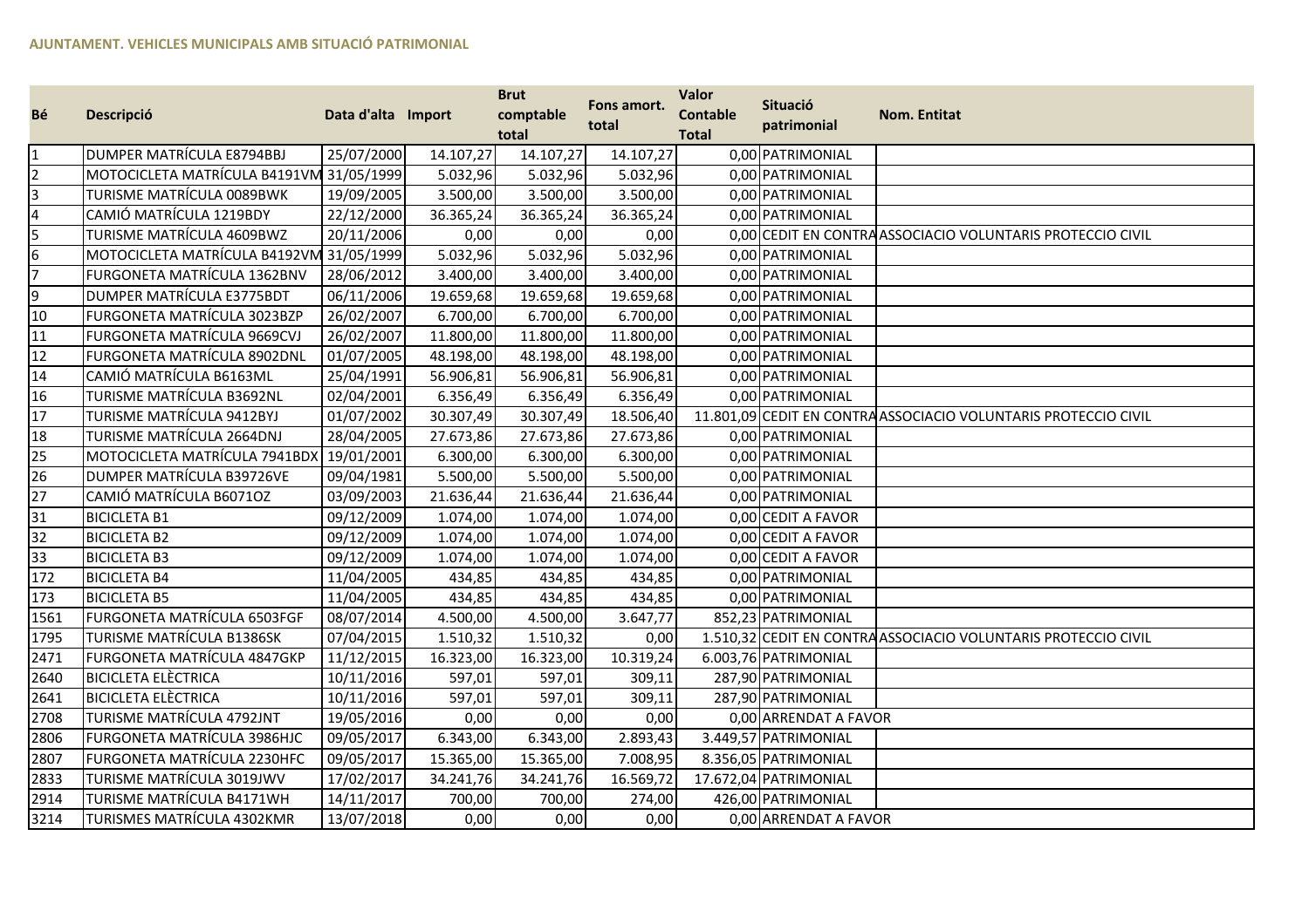**AJUNTAMENT. VEHICLES MUNICIPALS AMB SITUACIÓ PATRIMONIAL**

| Bé | Descripció | Data d'alta | Import | Brut comptable total | Fons amort. total | Valor Contable Total | Situació patrimonial | Nom. Entitat |
|---|---|---|---|---|---|---|---|---|
| 1 | DUMPER MATRÍCULA E8794BBJ | 25/07/2000 | 14.107,27 | 14.107,27 | 14.107,27 | 0,00 | PATRIMONIAL | |
| 2 | MOTOCICLETA MATRÍCULA B4191VM | 31/05/1999 | 5.032,96 | 5.032,96 | 5.032,96 | 0,00 | PATRIMONIAL | |
| 3 | TURISME MATRÍCULA 0089BWK | 19/09/2005 | 3.500,00 | 3.500,00 | 3.500,00 | 0,00 | PATRIMONIAL | |
| 4 | CAMIÓ MATRÍCULA 1219BDY | 22/12/2000 | 36.365,24 | 36.365,24 | 36.365,24 | 0,00 | PATRIMONIAL | |
| 5 | TURISME MATRÍCULA 4609BWZ | 20/11/2006 | 0,00 | 0,00 | 0,00 | 0,00 | CEDIT EN CONTRA | ASSOCIACIO VOLUNTARIS PROTECCIO CIVIL |
| 6 | MOTOCICLETA MATRÍCULA B4192VM | 31/05/1999 | 5.032,96 | 5.032,96 | 5.032,96 | 0,00 | PATRIMONIAL | |
| 7 | FURGONETA MATRÍCULA 1362BNV | 28/06/2012 | 3.400,00 | 3.400,00 | 3.400,00 | 0,00 | PATRIMONIAL | |
| 9 | DUMPER MATRÍCULA E3775BDT | 06/11/2006 | 19.659,68 | 19.659,68 | 19.659,68 | 0,00 | PATRIMONIAL | |
| 10 | FURGONETA MATRÍCULA 3023BZP | 26/02/2007 | 6.700,00 | 6.700,00 | 6.700,00 | 0,00 | PATRIMONIAL | |
| 11 | FURGONETA MATRÍCULA 9669CVJ | 26/02/2007 | 11.800,00 | 11.800,00 | 11.800,00 | 0,00 | PATRIMONIAL | |
| 12 | FURGONETA MATRÍCULA 8902DNL | 01/07/2005 | 48.198,00 | 48.198,00 | 48.198,00 | 0,00 | PATRIMONIAL | |
| 14 | CAMIÓ MATRÍCULA B6163ML | 25/04/1991 | 56.906,81 | 56.906,81 | 56.906,81 | 0,00 | PATRIMONIAL | |
| 16 | TURISME MATRÍCULA B3692NL | 02/04/2001 | 6.356,49 | 6.356,49 | 6.356,49 | 0,00 | PATRIMONIAL | |
| 17 | TURISME MATRÍCULA 9412BYJ | 01/07/2002 | 30.307,49 | 30.307,49 | 18.506,40 | 11.801,09 | CEDIT EN CONTRA | ASSOCIACIO VOLUNTARIS PROTECCIO CIVIL |
| 18 | TURISME MATRÍCULA 2664DNJ | 28/04/2005 | 27.673,86 | 27.673,86 | 27.673,86 | 0,00 | PATRIMONIAL | |
| 25 | MOTOCICLETA MATRÍCULA 7941BDX | 19/01/2001 | 6.300,00 | 6.300,00 | 6.300,00 | 0,00 | PATRIMONIAL | |
| 26 | DUMPER MATRÍCULA B39726VE | 09/04/1981 | 5.500,00 | 5.500,00 | 5.500,00 | 0,00 | PATRIMONIAL | |
| 27 | CAMIÓ MATRÍCULA B6071OZ | 03/09/2003 | 21.636,44 | 21.636,44 | 21.636,44 | 0,00 | PATRIMONIAL | |
| 31 | BICICLETA B1 | 09/12/2009 | 1.074,00 | 1.074,00 | 1.074,00 | 0,00 | CEDIT A FAVOR | |
| 32 | BICICLETA B2 | 09/12/2009 | 1.074,00 | 1.074,00 | 1.074,00 | 0,00 | CEDIT A FAVOR | |
| 33 | BICICLETA B3 | 09/12/2009 | 1.074,00 | 1.074,00 | 1.074,00 | 0,00 | CEDIT A FAVOR | |
| 172 | BICICLETA B4 | 11/04/2005 | 434,85 | 434,85 | 434,85 | 0,00 | PATRIMONIAL | |
| 173 | BICICLETA B5 | 11/04/2005 | 434,85 | 434,85 | 434,85 | 0,00 | PATRIMONIAL | |
| 1561 | FURGONETA MATRÍCULA 6503FGF | 08/07/2014 | 4.500,00 | 4.500,00 | 3.647,77 | 852,23 | PATRIMONIAL | |
| 1795 | TURISME MATRÍCULA B1386SK | 07/04/2015 | 1.510,32 | 1.510,32 | 0,00 | 1.510,32 | CEDIT EN CONTRA | ASSOCIACIO VOLUNTARIS PROTECCIO CIVIL |
| 2471 | FURGONETA MATRÍCULA 4847GKP | 11/12/2015 | 16.323,00 | 16.323,00 | 10.319,24 | 6.003,76 | PATRIMONIAL | |
| 2640 | BICICLETA ELÈCTRICA | 10/11/2016 | 597,01 | 597,01 | 309,11 | 287,90 | PATRIMONIAL | |
| 2641 | BICICLETA ELÈCTRICA | 10/11/2016 | 597,01 | 597,01 | 309,11 | 287,90 | PATRIMONIAL | |
| 2708 | TURISME MATRÍCULA 4792JNT | 19/05/2016 | 0,00 | 0,00 | 0,00 | 0,00 | ARRENDAT A FAVOR | |
| 2806 | FURGONETA MATRÍCULA 3986HJC | 09/05/2017 | 6.343,00 | 6.343,00 | 2.893,43 | 3.449,57 | PATRIMONIAL | |
| 2807 | FURGONETA MATRÍCULA 2230HFC | 09/05/2017 | 15.365,00 | 15.365,00 | 7.008,95 | 8.356,05 | PATRIMONIAL | |
| 2833 | TURISME MATRÍCULA 3019JWV | 17/02/2017 | 34.241,76 | 34.241,76 | 16.569,72 | 17.672,04 | PATRIMONIAL | |
| 2914 | TURISME MATRÍCULA B4171WH | 14/11/2017 | 700,00 | 700,00 | 274,00 | 426,00 | PATRIMONIAL | |
| 3214 | TURISMES MATRÍCULA 4302KMR | 13/07/2018 | 0,00 | 0,00 | 0,00 | 0,00 | ARRENDAT A FAVOR | |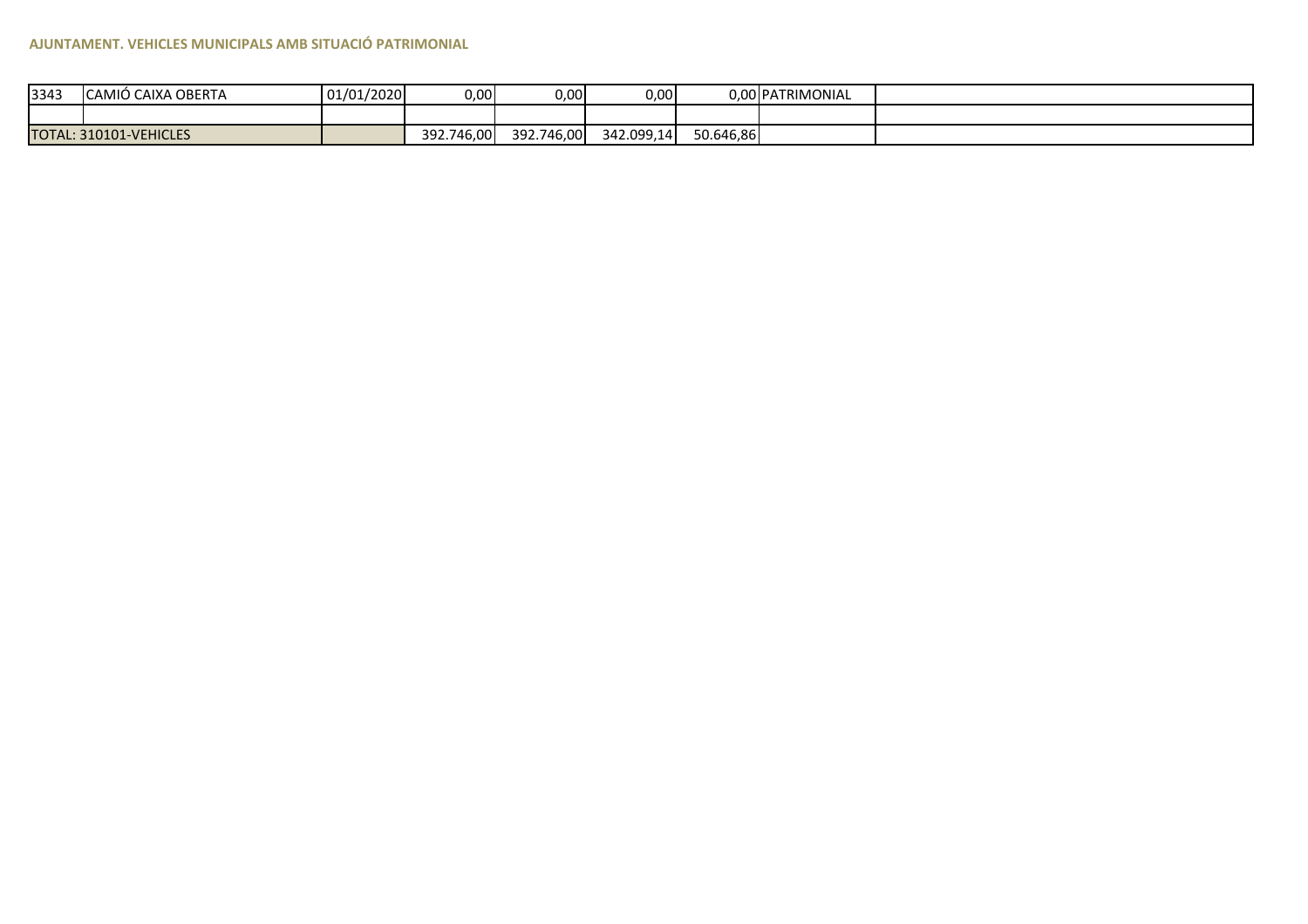| | | | | | | | | |
|---|---|---|---|---|---|---|---|---|
| 3343 | CAMIÓ CAIXA OBERTA | 01/01/2020 | 0,00 | 0,00 | 0,00 | 0,00 | PATRIMONIAL | |
| | | | | | | | | |
| TOTAL: 310101-VEHICLES | | | 392.746,00 | 392.746,00 | 342.099,14 | 50.646,86 | | |